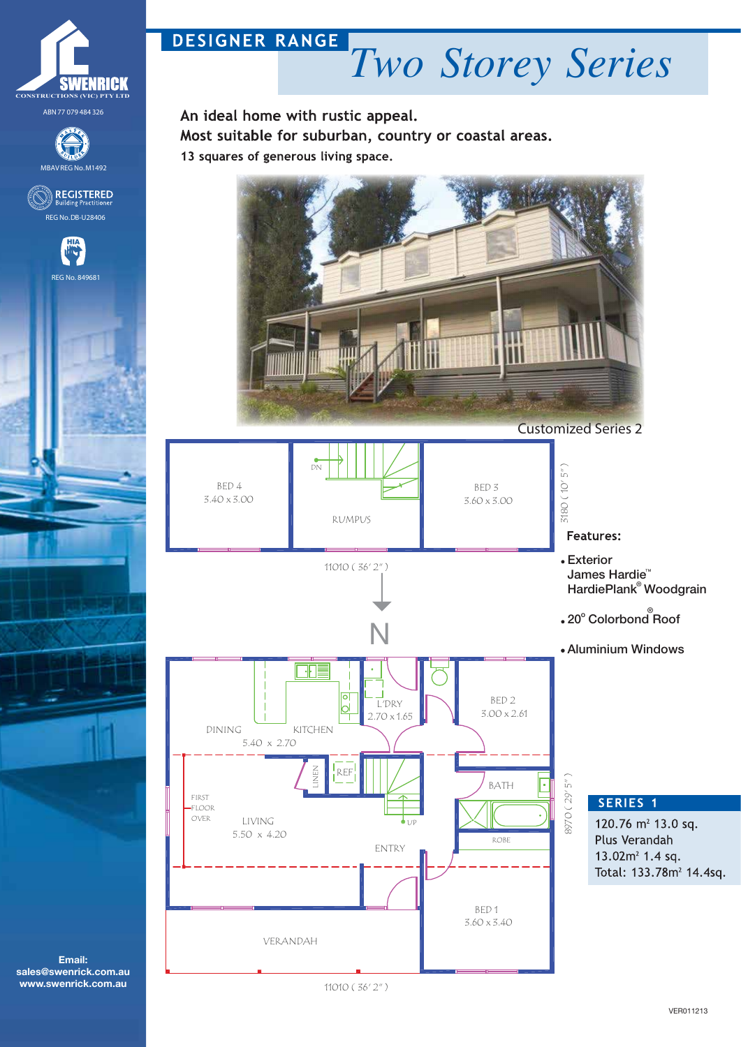SWENRICK CONSTRUCTIONS (VIC) PTY LTD

ABN 77 079 484 326

MBAV REG No. M1492

REGISTERED Building Practitioner
REG No. DB-U28406

HIA
REG No. 849681

# DESIGNER RANGE

# *Two Storey Series*

**An ideal home with rustic appeal.**
**Most suitable for suburban, country or coastal areas.**
**13 squares of generous living space.**

Customized Series 2

BED 4
3.40 x 3.00

DN

RUMPUS

BED 3
3.60 x 3.00

3180 ( 10' 5" )

11010 ( 36' 2" )

N

DINING
5.40 x 2.70

KITCHEN

L'DRY
2.70 x 1.65

BED 2
3.00 x 2.61

LINEN

REF

BATH

FIRST FLOOR OVER

LIVING
5.50 x 4.20

UP

ENTRY

ROBE

BED 1
3.60 x 3.40

VERANDAH

8970 ( 29' 5" )

11010 ( 36' 2" )

**Features:**

- Exterior James Hardie™ HardiePlank® Woodgrain
- 20° Colorbond® Roof
- Aluminium Windows

**SERIES 1**

120.76 m² 13.0 sq.
Plus Verandah
13.02m² 1.4 sq.
Total: 133.78m² 14.4sq.

**Email:**
**sales@swenrick.com.au**
**www.swenrick.com.au**

VER011213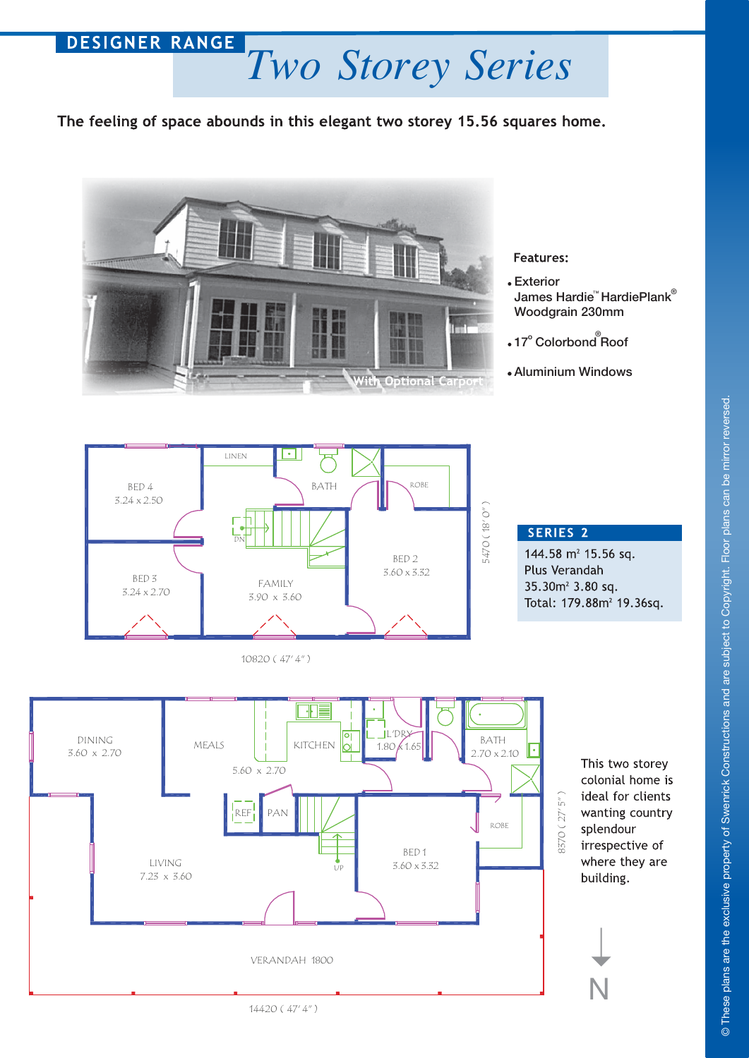**DESIGNER RANGE**

# *Two Storey Series*

**The feeling of space abounds in this elegant two storey 15.56 squares home.**

With Optional Carport

**Features:**

- Exterior James Hardie™ HardiePlank® Woodgrain 230mm
- 17° Colorbond® Roof
- Aluminium Windows

LINEN

BATH

ROBE

BED 4
3.24 x 2.50

DN

BED 3
3.24 x 2.70

FAMILY
3.90 x 3.60

BED 2
3.60 x 3.32

5470 ( 18' 0" )

10820 ( 47' 4" )

**SERIES 2**

144.58 m² 15.56 sq.
Plus Verandah
35.30m² 3.80 sq.
Total: 179.88m² 19.36sq.

DINING
3.60 x 2.70

MEALS

KITCHEN

5.60 x 2.70

L'DRY
1.80 x 1.65

BATH
2.70 x 2.10

REF

PAN

ROBE

LIVING
7.23 x 3.60

UP

BED 1
3.60 x 3.32

8370 ( 27' 5" )

VERANDAH 1800

14420 ( 47' 4" )

N

This two storey colonial home is ideal for clients wanting country splendour irrespective of where they are building.

© These plans are the exclusive property of Swenrick Constructions and are subject to Copyright. Floor plans can be mirror reversed.